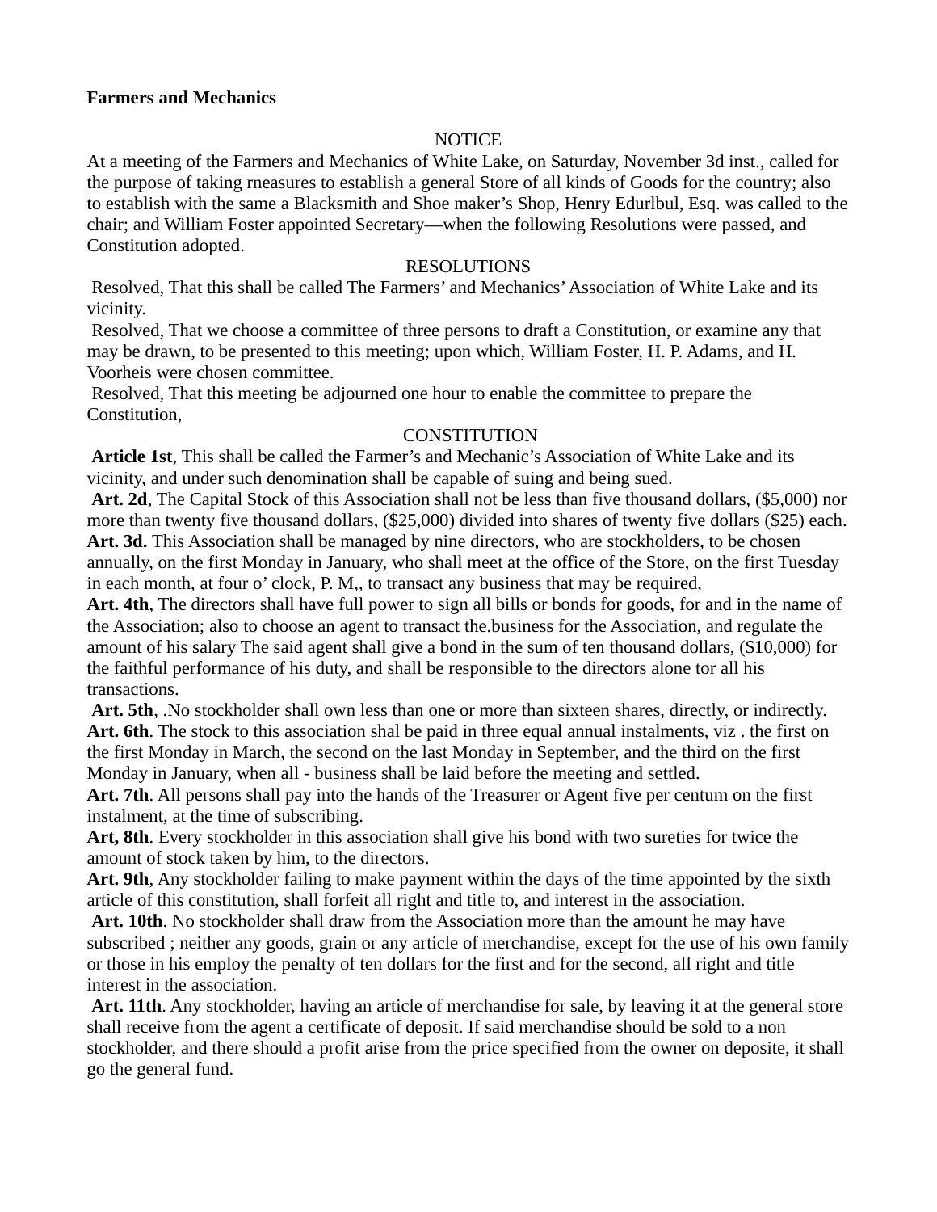**Farmers and Mechanics**

NOTICE

At a meeting of the Farmers and Mechanics of White Lake, on Saturday, November 3d inst., called for the purpose of taking rneasures to establish a general Store of all kinds of Goods for the country; also to establish with the same a Blacksmith and Shoe maker's Shop, Henry Edurlbul, Esq. was called to the chair; and William Foster appointed Secretary—when the following Resolutions were passed, and Constitution adopted.

RESOLUTIONS

Resolved, That this shall be called The Farmers' and Mechanics' Association of White Lake and its vicinity.

Resolved, That we choose a committee of three persons to draft a Constitution, or examine any that may be drawn, to be presented to this meeting; upon which, William Foster, H. P. Adams, and H. Voorheis were chosen committee.

Resolved, That this meeting be adjourned one hour to enable the committee to prepare the Constitution,

CONSTITUTION

**Article 1st**, This shall be called the Farmer's and Mechanic's Association of White Lake and its vicinity, and under such denomination shall be capable of suing and being sued.

**Art. 2d**, The Capital Stock of this Association shall not be less than five thousand dollars, ($5,000) nor more than twenty five thousand dollars, ($25,000) divided into shares of twenty five dollars ($25) each.

**Art. 3d.** This Association shall be managed by nine directors, who are stockholders, to be chosen annually, on the first Monday in January, who shall meet at the office of the Store, on the first Tuesday in each month, at four o' clock, P. M,, to transact any business that may be required,

**Art. 4th**, The directors shall have full power to sign all bills or bonds for goods, for and in the name of the Association; also to choose an agent to transact the.business for the Association, and regulate the amount of his salary The said agent shall give a bond in the sum of ten thousand dollars, ($10,000) for the faithful performance of his duty, and shall be responsible to the directors alone tor all his transactions.

**Art. 5th**, .No stockholder shall own less than one or more than sixteen shares, directly, or indirectly.

**Art. 6th**. The stock to this association shal be paid in three equal annual instalments, viz . the first on the first Monday in March, the second on the last Monday in September, and the third on the first Monday in January, when all - business shall be laid before the meeting and settled.

**Art. 7th**. All persons shall pay into the hands of the Treasurer or Agent five per centum on the first instalment, at the time of subscribing.

**Art, 8th**. Every stockholder in this association shall give his bond with two sureties for twice the amount of stock taken by him, to the directors.

**Art. 9th**, Any stockholder failing to make payment within the days of the time appointed by the sixth article of this constitution, shall forfeit all right and title to, and interest in the association.

**Art. 10th**. No stockholder shall draw from the Association more than the amount he may have subscribed ; neither any goods, grain or any article of merchandise, except for the use of his own family or those in his employ the penalty of ten dollars for the first and for the second, all right and title interest in the association.

**Art. 11th**. Any stockholder, having an article of merchandise for sale, by leaving it at the general store shall receive from the agent a certificate of deposit. If said merchandise should be sold to a non stockholder, and there should a profit arise from the price specified from the owner on deposite, it shall go the general fund.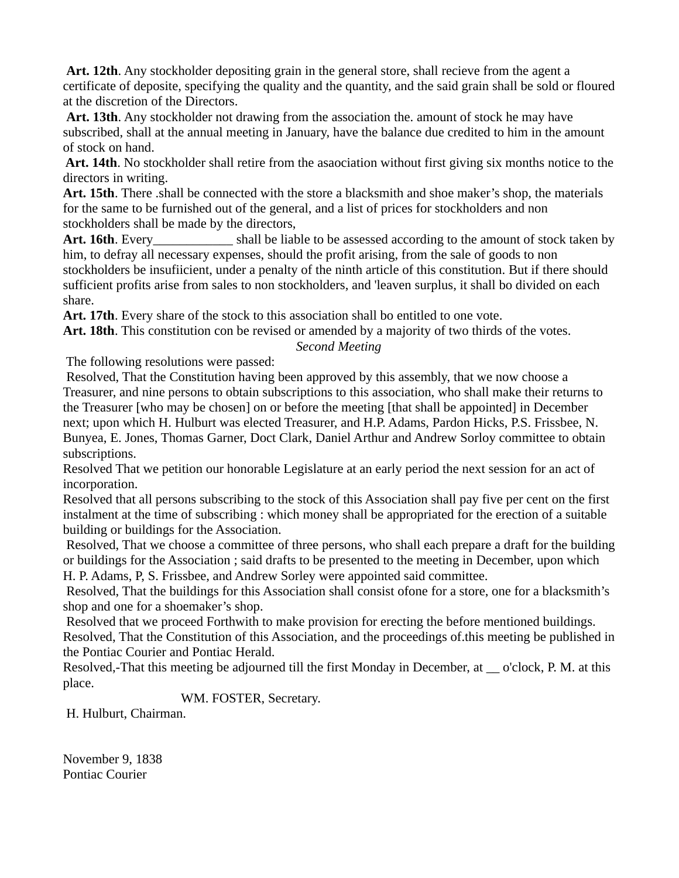**Art. 12th**. Any stockholder depositing grain in the general store, shall recieve from the agent a certificate of deposite, specifying the quality and the quantity, and the said grain shall be sold or floured at the discretion of the Directors.

**Art. 13th**. Any stockholder not drawing from the association the. amount of stock he may have subscribed, shall at the annual meeting in January, have the balance due credited to him in the amount of stock on hand.

**Art. 14th**. No stockholder shall retire from the asaociation without first giving six months notice to the directors in writing.

**Art. 15th**. There .shall be connected with the store a blacksmith and shoe maker's shop, the materials for the same to be furnished out of the general, and a list of prices for stockholders and non stockholders shall be made by the directors,

**Art. 16th**. Every____________ shall be liable to be assessed according to the amount of stock taken by him, to defray all necessary expenses, should the profit arising, from the sale of goods to non stockholders be insufiicient, under a penalty of the ninth article of this constitution. But if there should sufficient profits arise from sales to non stockholders, and 'leaven surplus, it shall bo divided on each share.

**Art. 17th**. Every share of the stock to this association shall bo entitled to one vote.

**Art. 18th**. This constitution con be revised or amended by a majority of two thirds of the votes.

*Second Meeting*

The following resolutions were passed:

Resolved, That the Constitution having been approved by this assembly, that we now choose a Treasurer, and nine persons to obtain subscriptions to this association, who shall make their returns to the Treasurer [who may be chosen] on or before the meeting [that shall be appointed] in December next; upon which H. Hulburt was elected Treasurer, and H.P. Adams, Pardon Hicks, P.S. Frissbee, N. Bunyea, E. Jones, Thomas Garner, Doct Clark, Daniel Arthur and Andrew Sorloy committee to obtain subscriptions.

Resolved That we petition our honorable Legislature at an early period the next session for an act of incorporation.

Resolved that all persons subscribing to the stock of this Association shall pay five per cent on the first instalment at the time of subscribing : which money shall be appropriated for the erection of a suitable building or buildings for the Association.

Resolved, That we choose a committee of three persons, who shall each prepare a draft for the building or buildings for the Association ; said drafts to be presented to the meeting in December, upon which H. P. Adams, P, S. Frissbee, and Andrew Sorley were appointed said committee.

Resolved, That the buildings for this Association shall consist ofone for a store, one for a blacksmith's shop and one for a shoemaker's shop.

Resolved that we proceed Forthwith to make provision for erecting the before mentioned buildings.

Resolved, That the Constitution of this Association, and the proceedings of.this meeting be published in the Pontiac Courier and Pontiac Herald.

Resolved,-That this meeting be adjourned till the first Monday in December, at __ o'clock, P. M. at this place.

WM. FOSTER, Secretary.

H. Hulburt, Chairman.

November 9, 1838
Pontiac Courier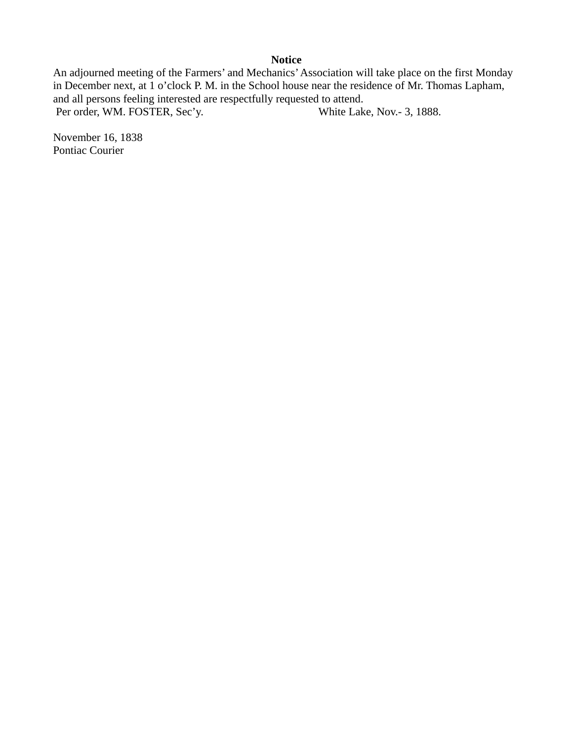**Notice**

An adjourned meeting of the Farmers' and Mechanics' Association will take place on the first Monday in December next, at 1 o'clock P. M. in the School house near the residence of Mr. Thomas Lapham, and all persons feeling interested are respectfully requested to attend.

Per order, WM. FOSTER, Sec'y. White Lake, Nov.- 3, 1888.

November 16, 1838
Pontiac Courier